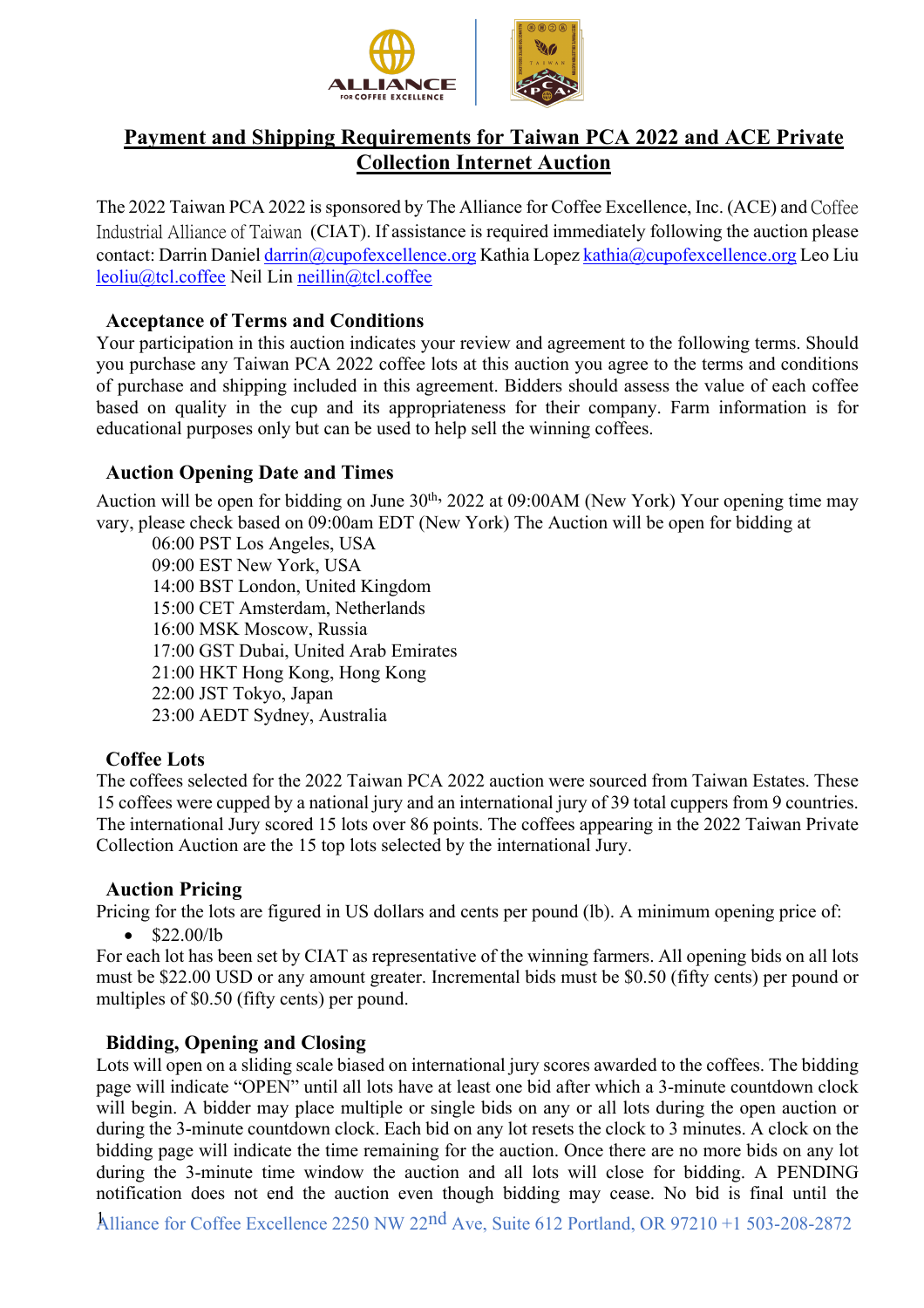# Payment and Shipping Requirements for Taiwan PCA 2022 and ACE Private Collection Internet Auction

The 2022 Taiwan PCA 2022 is sponsored by The Alliance for Coffee Excellence, Inc. (ACE) and Coffee Industrial Alliance of Taiwan (CIAT). If assistance is required immediately following the auction please contact: Darrin Daniel darrin@cupofexcellence.org Kathia Lopez kathia@cupofexcellence.org Leo Liu leoliu@tcl.coffee Neil Lin neillin@tcl.coffee

## Acceptance of Terms and Conditions

Your participation in this auction indicates your review and agreement to the following terms. Should you purchase any Taiwan PCA 2022 coffee lots at this auction you agree to the terms and conditions of purchase and shipping included in this agreement. Bidders should assess the value of each coffee based on quality in the cup and its appropriateness for their company. Farm information is for educational purposes only but can be used to help sell the winning coffees.

## Auction Opening Date and Times

Auction will be open for bidding on June 30th, 2022 at 09:00AM (New York) Your opening time may vary, please check based on 09:00am EDT (New York) The Auction will be open for bidding at

06:00 PST Los Angeles, USA
09:00 EST New York, USA
14:00 BST London, United Kingdom
15:00 CET Amsterdam, Netherlands
16:00 MSK Moscow, Russia
17:00 GST Dubai, United Arab Emirates
21:00 HKT Hong Kong, Hong Kong
22:00 JST Tokyo, Japan
23:00 AEDT Sydney, Australia

## Coffee Lots

The coffees selected for the 2022 Taiwan PCA 2022 auction were sourced from Taiwan Estates. These 15 coffees were cupped by a national jury and an international jury of 39 total cuppers from 9 countries. The international Jury scored 15 lots over 86 points. The coffees appearing in the 2022 Taiwan Private Collection Auction are the 15 top lots selected by the international Jury.

## Auction Pricing

Pricing for the lots are figured in US dollars and cents per pound (lb). A minimum opening price of:

- $22.00/lb

For each lot has been set by CIAT as representative of the winning farmers. All opening bids on all lots must be $22.00 USD or any amount greater. Incremental bids must be $0.50 (fifty cents) per pound or multiples of $0.50 (fifty cents) per pound.

## Bidding, Opening and Closing

Lots will open on a sliding scale biased on international jury scores awarded to the coffees. The bidding page will indicate "OPEN" until all lots have at least one bid after which a 3-minute countdown clock will begin. A bidder may place multiple or single bids on any or all lots during the open auction or during the 3-minute countdown clock. Each bid on any lot resets the clock to 3 minutes. A clock on the bidding page will indicate the time remaining for the auction. Once there are no more bids on any lot during the 3-minute time window the auction and all lots will close for bidding. A PENDING notification does not end the auction even though bidding may cease. No bid is final until the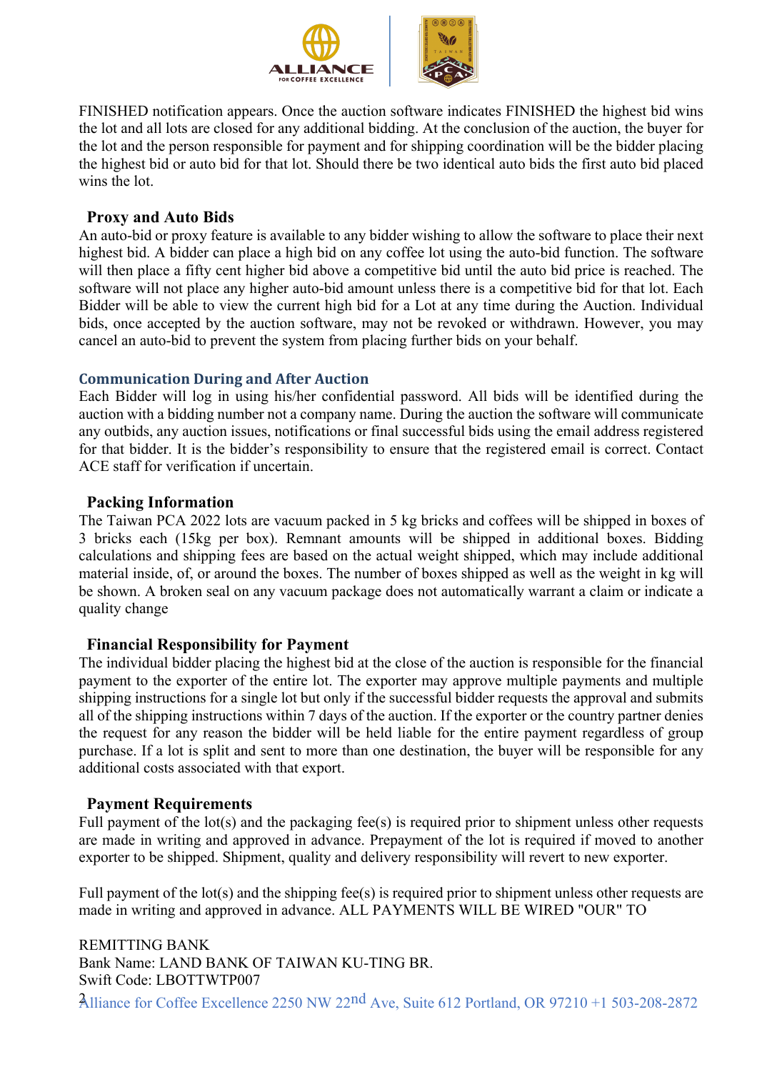FINISHED notification appears. Once the auction software indicates FINISHED the highest bid wins the lot and all lots are closed for any additional bidding. At the conclusion of the auction, the buyer for the lot and the person responsible for payment and for shipping coordination will be the bidder placing the highest bid or auto bid for that lot. Should there be two identical auto bids the first auto bid placed wins the lot.

## Proxy and Auto Bids

An auto-bid or proxy feature is available to any bidder wishing to allow the software to place their next highest bid. A bidder can place a high bid on any coffee lot using the auto-bid function. The software will then place a fifty cent higher bid above a competitive bid until the auto bid price is reached. The software will not place any higher auto-bid amount unless there is a competitive bid for that lot. Each Bidder will be able to view the current high bid for a Lot at any time during the Auction. Individual bids, once accepted by the auction software, may not be revoked or withdrawn. However, you may cancel an auto-bid to prevent the system from placing further bids on your behalf.

## Communication During and After Auction

Each Bidder will log in using his/her confidential password. All bids will be identified during the auction with a bidding number not a company name. During the auction the software will communicate any outbids, any auction issues, notifications or final successful bids using the email address registered for that bidder. It is the bidder's responsibility to ensure that the registered email is correct. Contact ACE staff for verification if uncertain.

## Packing Information

The Taiwan PCA 2022 lots are vacuum packed in 5 kg bricks and coffees will be shipped in boxes of 3 bricks each (15kg per box). Remnant amounts will be shipped in additional boxes. Bidding calculations and shipping fees are based on the actual weight shipped, which may include additional material inside, of, or around the boxes. The number of boxes shipped as well as the weight in kg will be shown. A broken seal on any vacuum package does not automatically warrant a claim or indicate a quality change

## Financial Responsibility for Payment

The individual bidder placing the highest bid at the close of the auction is responsible for the financial payment to the exporter of the entire lot. The exporter may approve multiple payments and multiple shipping instructions for a single lot but only if the successful bidder requests the approval and submits all of the shipping instructions within 7 days of the auction. If the exporter or the country partner denies the request for any reason the bidder will be held liable for the entire payment regardless of group purchase. If a lot is split and sent to more than one destination, the buyer will be responsible for any additional costs associated with that export.

## Payment Requirements

Full payment of the lot(s) and the packaging fee(s) is required prior to shipment unless other requests are made in writing and approved in advance. Prepayment of the lot is required if moved to another exporter to be shipped. Shipment, quality and delivery responsibility will revert to new exporter.

Full payment of the lot(s) and the shipping fee(s) is required prior to shipment unless other requests are made in writing and approved in advance. ALL PAYMENTS WILL BE WIRED "OUR" TO

REMITTING BANK
Bank Name: LAND BANK OF TAIWAN KU-TING BR.
Swift Code: LBOTTWTP007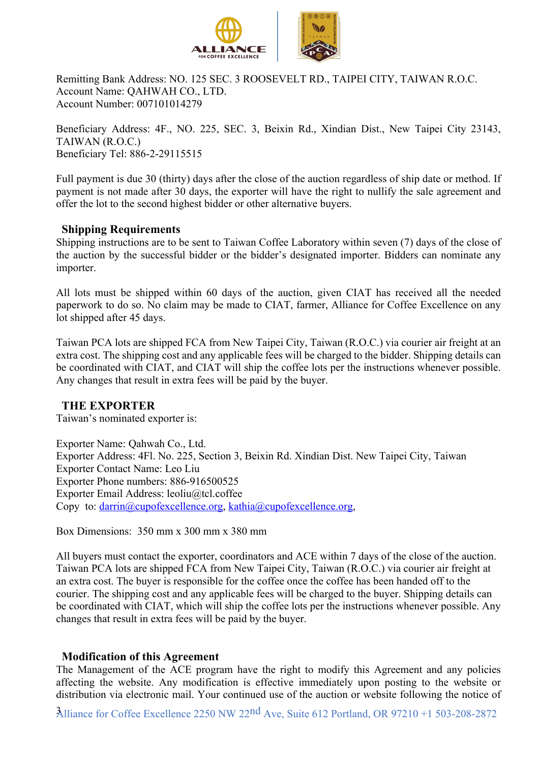Remitting Bank Address: NO. 125 SEC. 3 ROOSEVELT RD., TAIPEI CITY, TAIWAN R.O.C.
Account Name: QAHWAH CO., LTD.
Account Number: 007101014279

Beneficiary Address: 4F., NO. 225, SEC. 3, Beixin Rd., Xindian Dist., New Taipei City 23143, TAIWAN (R.O.C.)
Beneficiary Tel: 886-2-29115515

Full payment is due 30 (thirty) days after the close of the auction regardless of ship date or method. If payment is not made after 30 days, the exporter will have the right to nullify the sale agreement and offer the lot to the second highest bidder or other alternative buyers.

## Shipping Requirements

Shipping instructions are to be sent to Taiwan Coffee Laboratory within seven (7) days of the close of the auction by the successful bidder or the bidder's designated importer. Bidders can nominate any importer.

All lots must be shipped within 60 days of the auction, given CIAT has received all the needed paperwork to do so. No claim may be made to CIAT, farmer, Alliance for Coffee Excellence on any lot shipped after 45 days.

Taiwan PCA lots are shipped FCA from New Taipei City, Taiwan (R.O.C.) via courier air freight at an extra cost. The shipping cost and any applicable fees will be charged to the bidder. Shipping details can be coordinated with CIAT, and CIAT will ship the coffee lots per the instructions whenever possible. Any changes that result in extra fees will be paid by the buyer.

## THE EXPORTER

Taiwan's nominated exporter is:

Exporter Name: Qahwah Co., Ltd.
Exporter Address: 4Fl. No. 225, Section 3, Beixin Rd. Xindian Dist. New Taipei City, Taiwan
Exporter Contact Name: Leo Liu
Exporter Phone numbers: 886-916500525
Exporter Email Address: leoliu@tcl.coffee
Copy to: darrin@cupofexcellence.org, kathia@cupofexcellence.org,

Box Dimensions: 350 mm x 300 mm x 380 mm

All buyers must contact the exporter, coordinators and ACE within 7 days of the close of the auction. Taiwan PCA lots are shipped FCA from New Taipei City, Taiwan (R.O.C.) via courier air freight at an extra cost. The buyer is responsible for the coffee once the coffee has been handed off to the courier. The shipping cost and any applicable fees will be charged to the buyer. Shipping details can be coordinated with CIAT, which will ship the coffee lots per the instructions whenever possible. Any changes that result in extra fees will be paid by the buyer.

## Modification of this Agreement

The Management of the ACE program have the right to modify this Agreement and any policies affecting the website. Any modification is effective immediately upon posting to the website or distribution via electronic mail. Your continued use of the auction or website following the notice of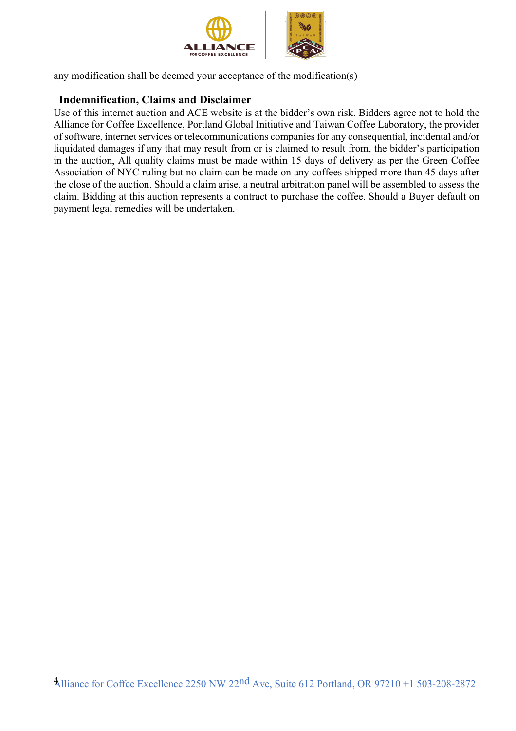any modification shall be deemed your acceptance of the modification(s)

## Indemnification, Claims and Disclaimer

Use of this internet auction and ACE website is at the bidder's own risk. Bidders agree not to hold the Alliance for Coffee Excellence, Portland Global Initiative and Taiwan Coffee Laboratory, the provider of software, internet services or telecommunications companies for any consequential, incidental and/or liquidated damages if any that may result from or is claimed to result from, the bidder's participation in the auction, All quality claims must be made within 15 days of delivery as per the Green Coffee Association of NYC ruling but no claim can be made on any coffees shipped more than 45 days after the close of the auction. Should a claim arise, a neutral arbitration panel will be assembled to assess the claim. Bidding at this auction represents a contract to purchase the coffee. Should a Buyer default on payment legal remedies will be undertaken.